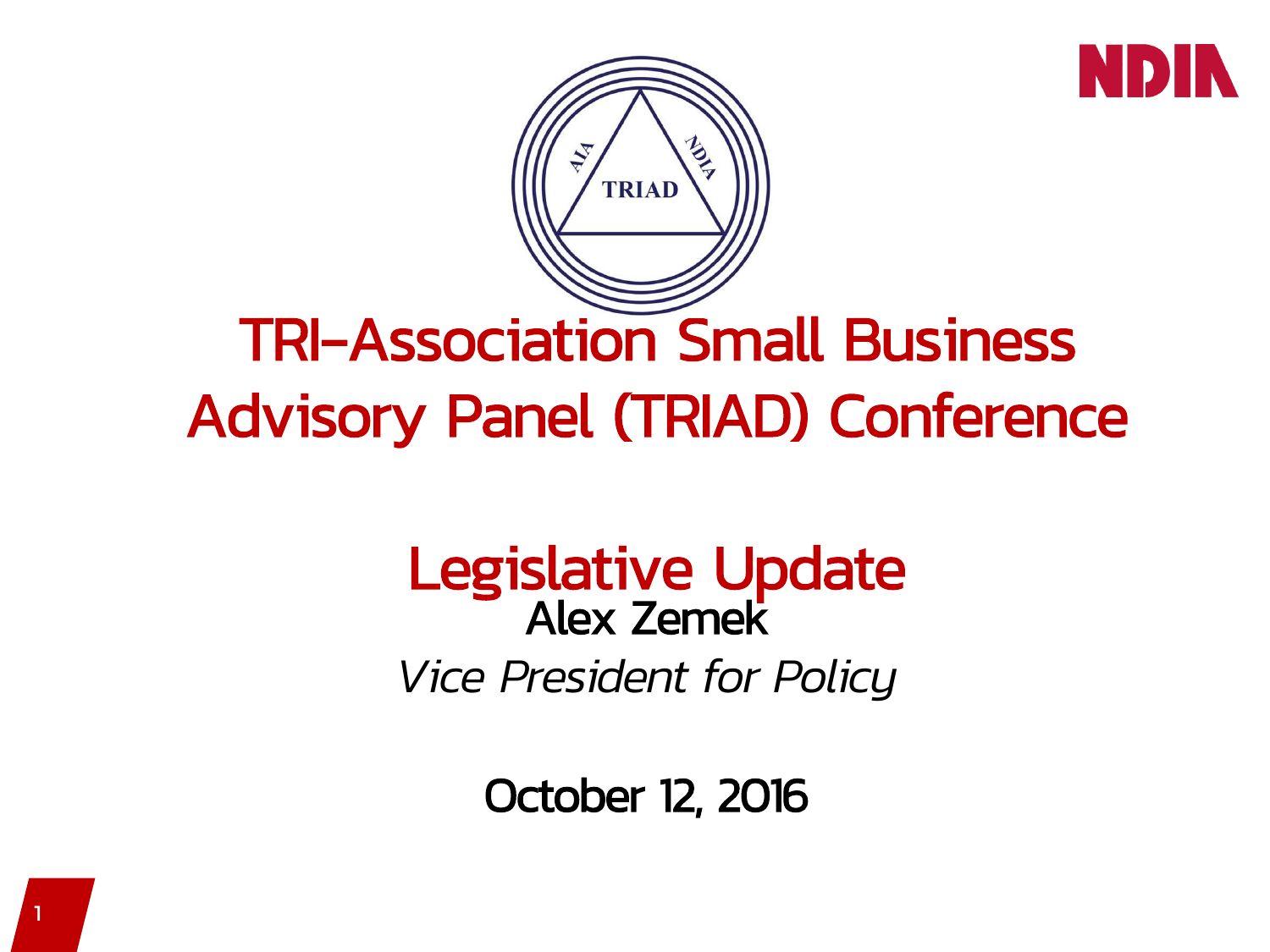# TRI-Association Small Business Advisory Panel (TRIAD) Conference

## Legislative Update

Alex Zemek

*Vice President for Policy*

October 12, 2016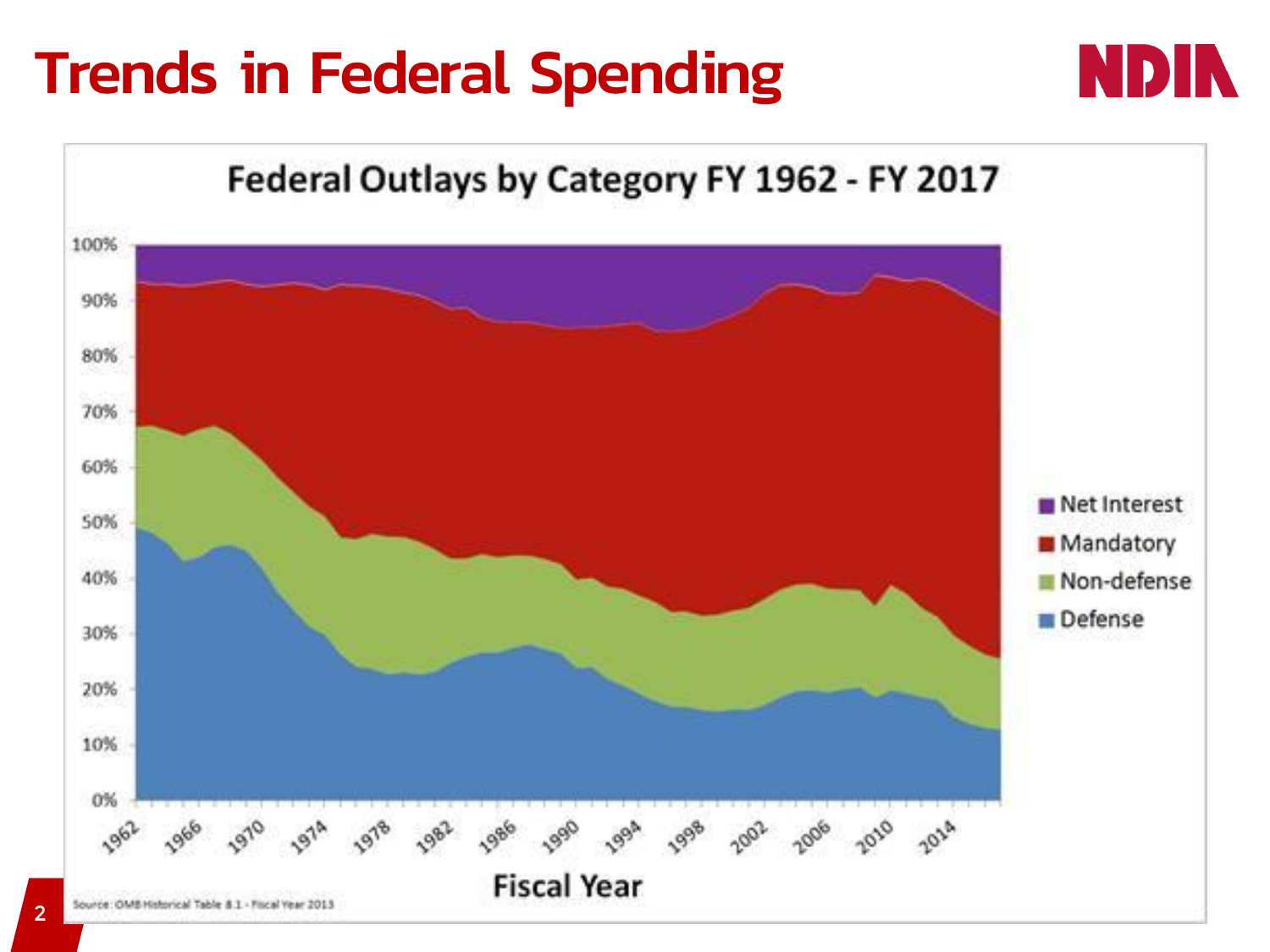# Trends in Federal Spending

**Federal Outlays by Category FY 1962 - FY 2017**

Legend: Net Interest, Mandatory, Non-defense, Defense

Fiscal Year

Source: OMB Historical Table 8.1 - Fiscal Year 2013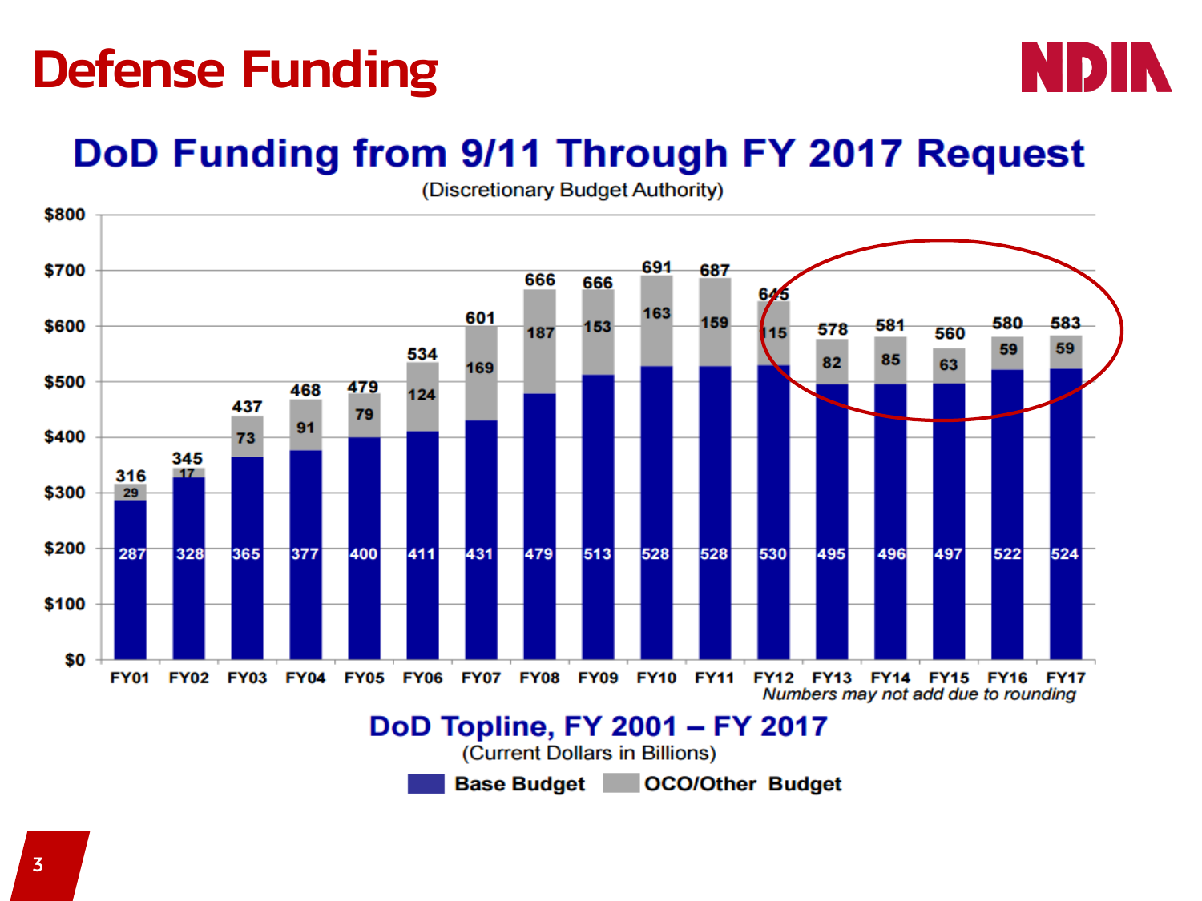# Defense Funding

## DoD Funding from 9/11 Through FY 2017 Request

(Discretionary Budget Authority)

| Fiscal Year | Base Budget | OCO/Other Budget | Total |
|---|---|---|---|
| FY01 | 287 | 29 | 316 |
| FY02 | 328 | 17 | 345 |
| FY03 | 365 | 73 | 437 |
| FY04 | 377 | 91 | 468 |
| FY05 | 400 | 79 | 479 |
| FY06 | 411 | 124 | 534 |
| FY07 | 431 | 169 | 601 |
| FY08 | 479 | 187 | 666 |
| FY09 | 513 | 153 | 666 |
| FY10 | 528 | 163 | 691 |
| FY11 | 528 | 159 | 687 |
| FY12 | 530 | 115 | 645 |
| FY13 | 495 | 82 | 578 |
| FY14 | 496 | 85 | 581 |
| FY15 | 497 | 63 | 560 |
| FY16 | 522 | 59 | 580 |
| FY17 | 524 | 59 | 583 |

*Numbers may not add due to rounding*

**DoD Topline, FY 2001 – FY 2017**

(Current Dollars in Billions)

Base Budget / OCO/Other Budget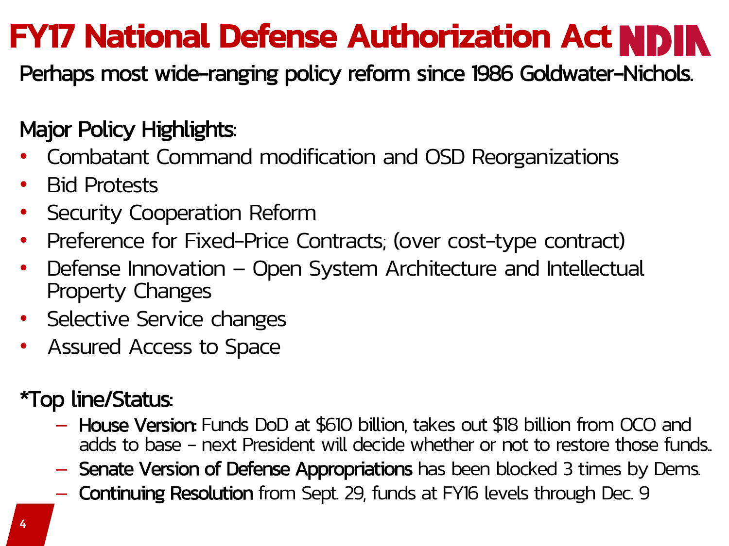# FY17 National Defense Authorization Act

Perhaps most wide-ranging policy reform since 1986 Goldwater-Nichols.

## Major Policy Highlights:

- Combatant Command modification and OSD Reorganizations
- Bid Protests
- Security Cooperation Reform
- Preference for Fixed-Price Contracts; (over cost-type contract)
- Defense Innovation – Open System Architecture and Intellectual Property Changes
- Selective Service changes
- Assured Access to Space

## *Top line/Status:

- **House Version:** Funds DoD at $610 billion, takes out $18 billion from OCO and adds to base - next President will decide whether or not to restore those funds..
- **Senate Version of Defense Appropriations** has been blocked 3 times by Dems.
- **Continuing Resolution** from Sept. 29, funds at FY16 levels through Dec. 9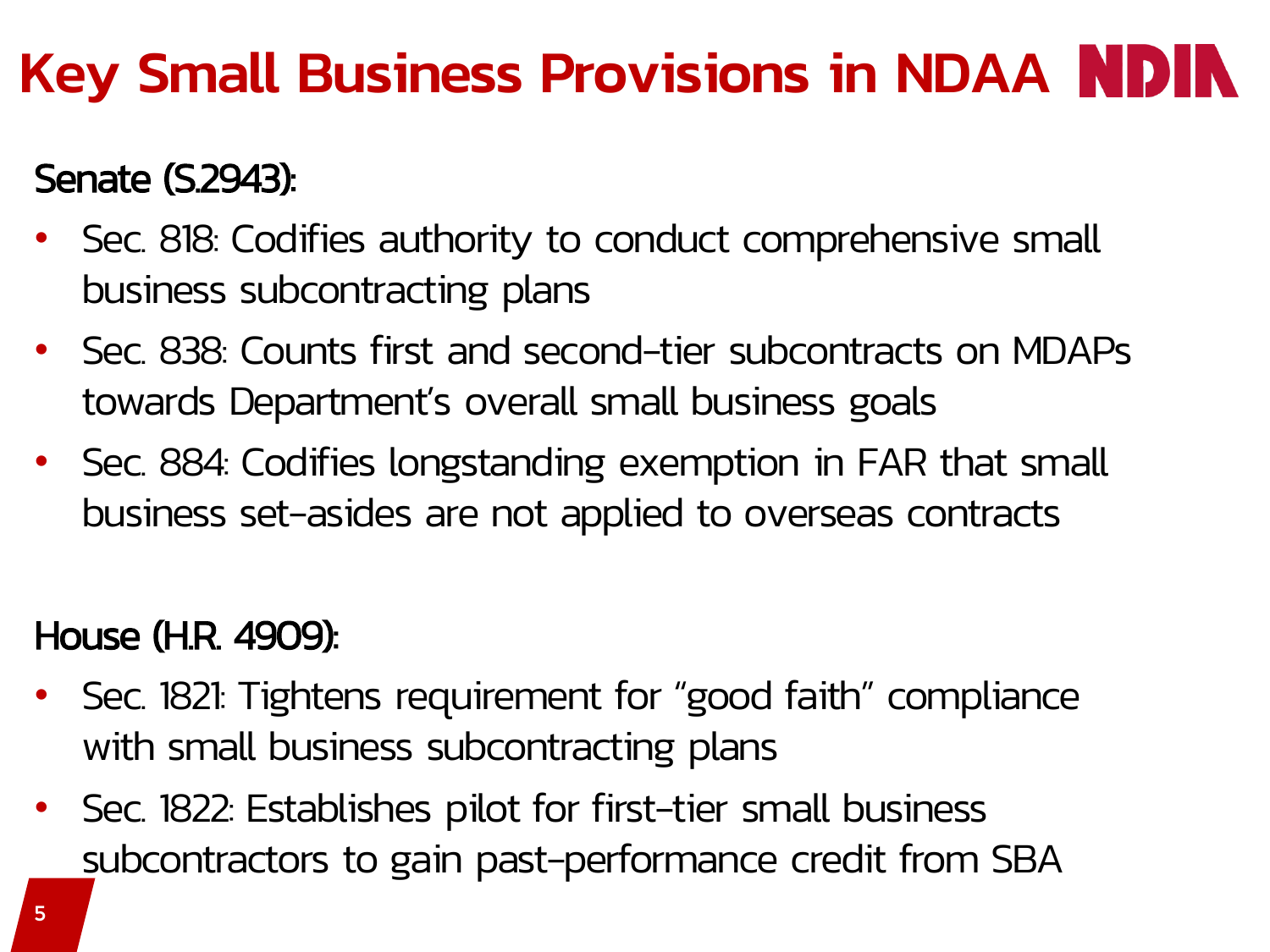# Key Small Business Provisions in NDAA

**Senate (S.2943):**

- Sec. 818: Codifies authority to conduct comprehensive small business subcontracting plans
- Sec. 838: Counts first and second-tier subcontracts on MDAPs towards Department's overall small business goals
- Sec. 884: Codifies longstanding exemption in FAR that small business set-asides are not applied to overseas contracts

**House (H.R. 4909):**

- Sec. 1821: Tightens requirement for "good faith" compliance with small business subcontracting plans
- Sec. 1822: Establishes pilot for first-tier small business subcontractors to gain past-performance credit from SBA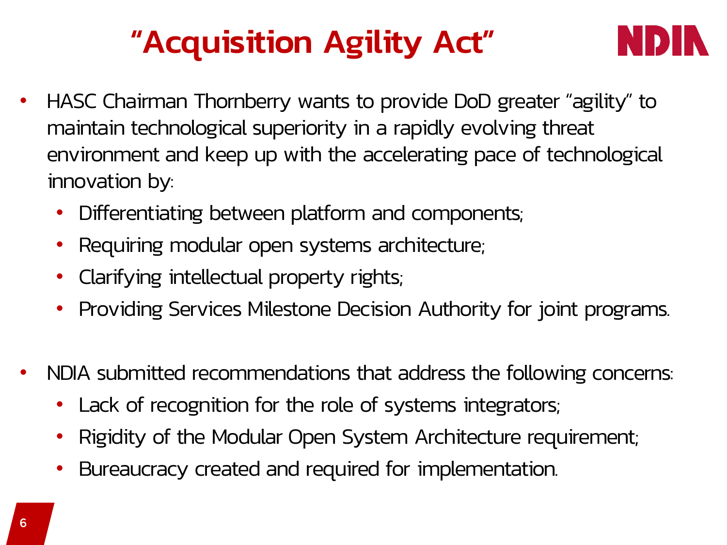# "Acquisition Agility Act"

- HASC Chairman Thornberry wants to provide DoD greater "agility" to maintain technological superiority in a rapidly evolving threat environment and keep up with the accelerating pace of technological innovation by:
  - Differentiating between platform and components;
  - Requiring modular open systems architecture;
  - Clarifying intellectual property rights;
  - Providing Services Milestone Decision Authority for joint programs.

- NDIA submitted recommendations that address the following concerns:
  - Lack of recognition for the role of systems integrators;
  - Rigidity of the Modular Open System Architecture requirement;
  - Bureaucracy created and required for implementation.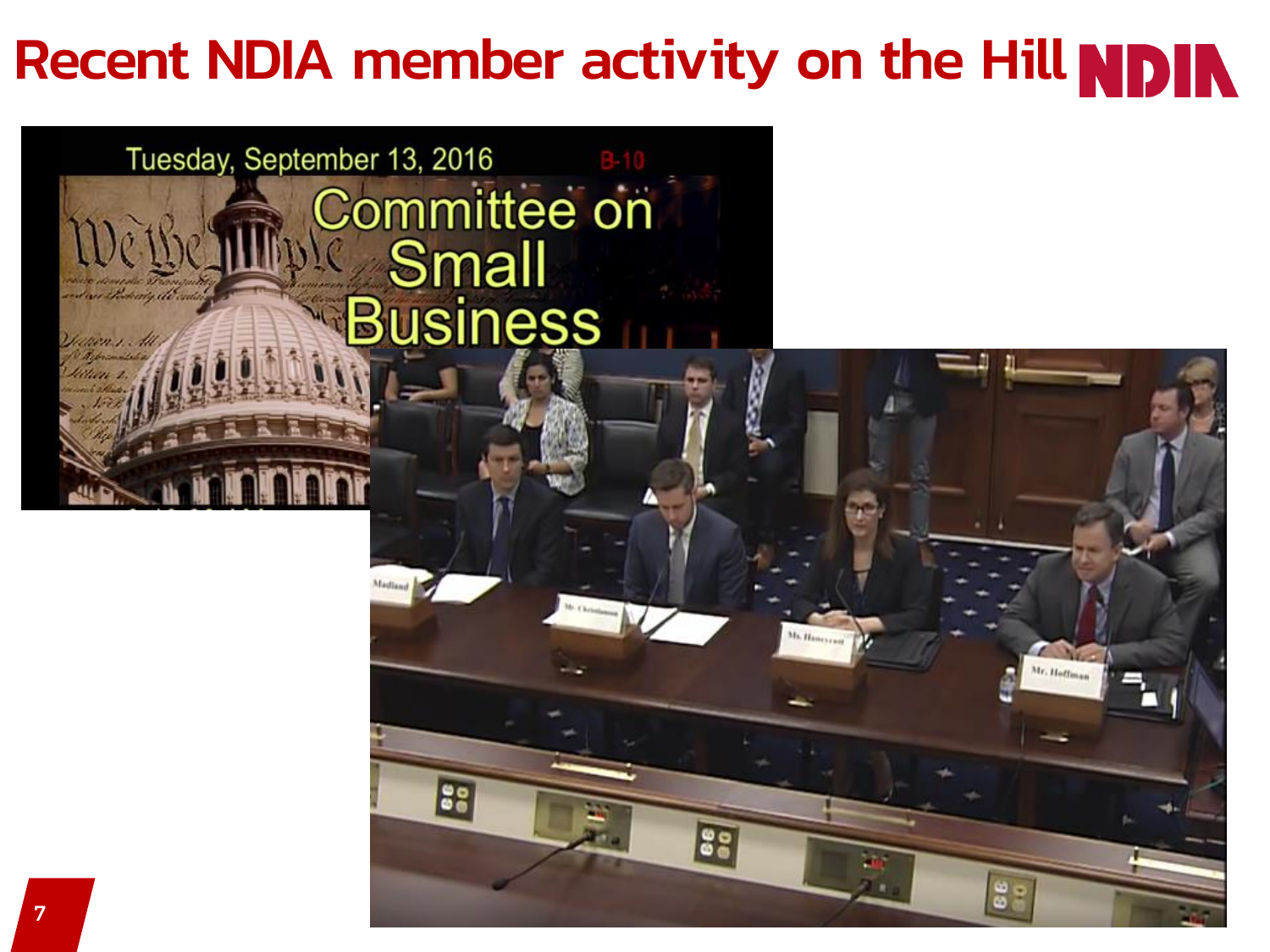# Recent NDIA member activity on the Hill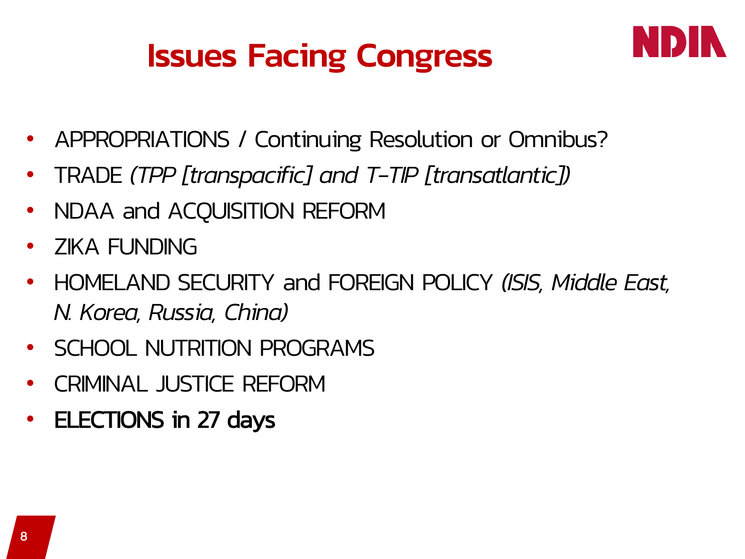# Issues Facing Congress

- APPROPRIATIONS / Continuing Resolution or Omnibus?
- TRADE *(TPP [transpacific] and T-TIP [transatlantic])*
- NDAA and ACQUISITION REFORM
- ZIKA FUNDING
- HOMELAND SECURITY and FOREIGN POLICY *(ISIS, Middle East, N. Korea, Russia, China)*
- SCHOOL NUTRITION PROGRAMS
- CRIMINAL JUSTICE REFORM
- **ELECTIONS in 27 days**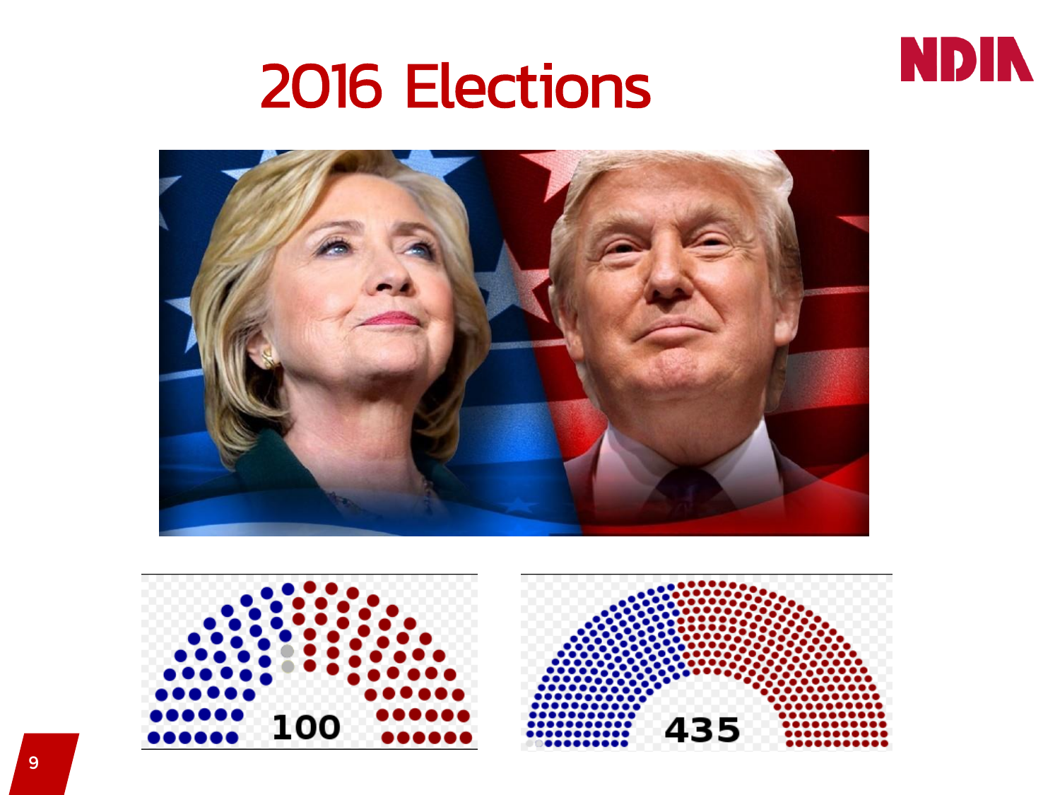# 2016 Elections

100

435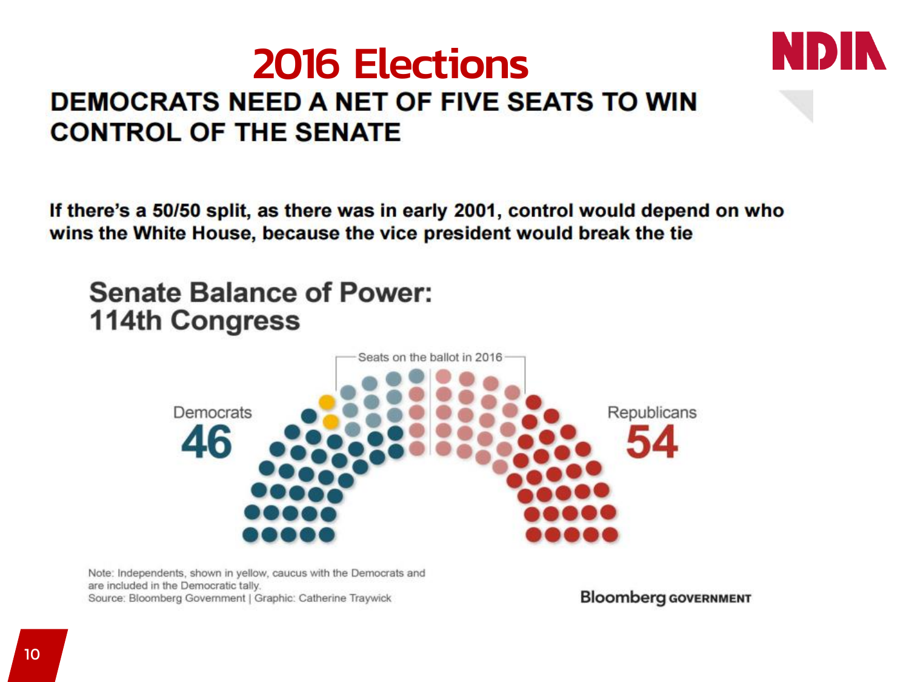# 2016 Elections

## DEMOCRATS NEED A NET OF FIVE SEATS TO WIN CONTROL OF THE SENATE

**If there's a 50/50 split, as there was in early 2001, control would depend on who wins the White House, because the vice president would break the tie**

### Senate Balance of Power: 114th Congress

Seats on the ballot in 2016

Democrats **46**

Republicans **54**

Note: Independents, shown in yellow, caucus with the Democrats and are included in the Democratic tally.
Source: Bloomberg Government | Graphic: Catherine Traywick

Bloomberg GOVERNMENT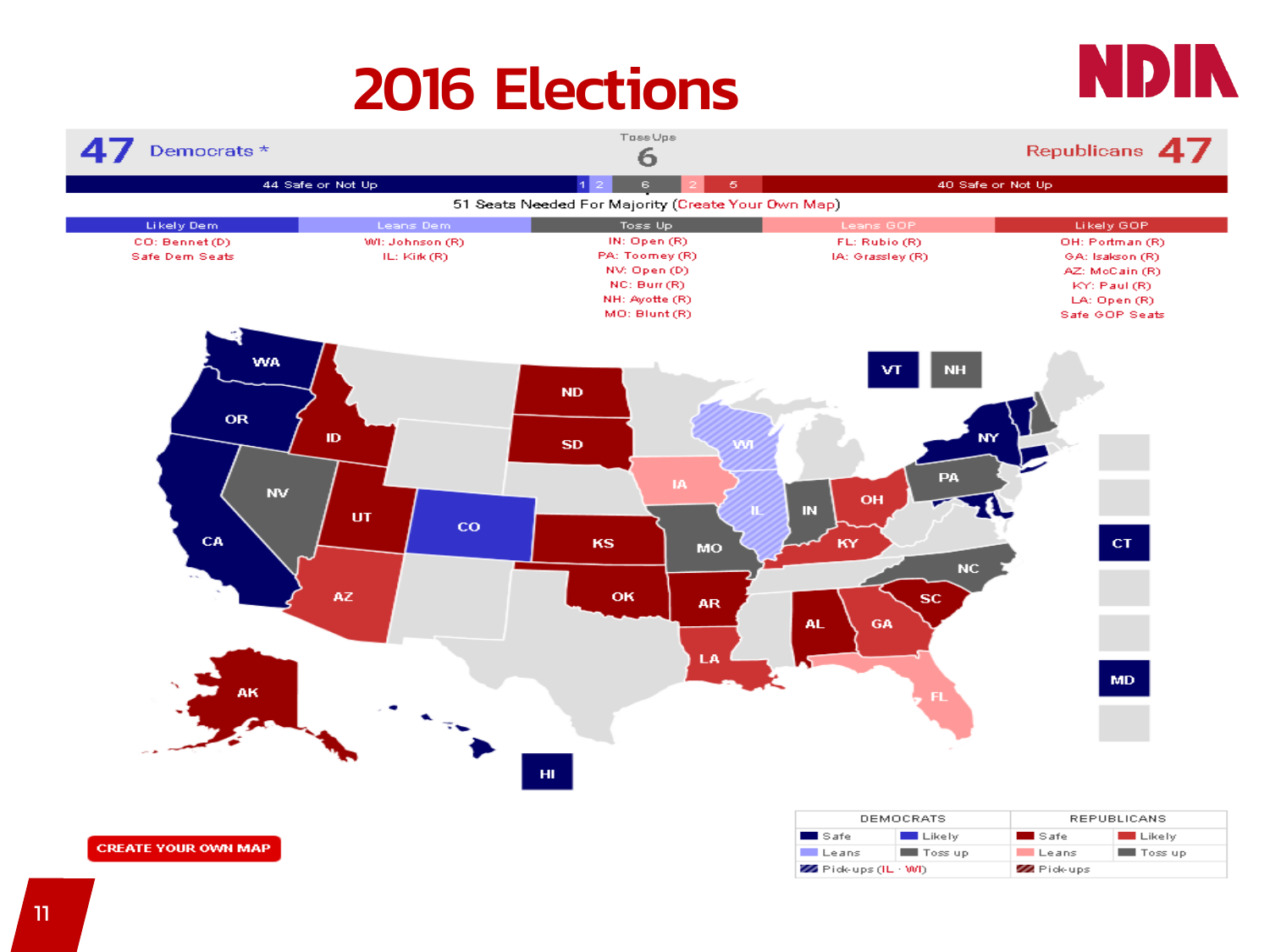# 2016 Elections

**47** Democrats * | Toss Ups **6** | Republicans **47**

44 Safe or Not Up | 1 | 2 | 6 | 2 | 5 | 40 Safe or Not Up

51 Seats Needed For Majority (Create Your Own Map)

| Likely Dem | Leans Dem | Toss Up | Leans GOP | Likely GOP |
|---|---|---|---|---|
| CO: Bennet (D) | WI: Johnson (R) | IN: Open (R) | FL: Rubio (R) | OH: Portman (R) |
| Safe Dem Seats | IL: Kirk (R) | PA: Toomey (R) | IA: Grassley (R) | GA: Isakson (R) |
| | | NV: Open (D) | | AZ: McCain (R) |
| | | NC: Burr (R) | | KY: Paul (R) |
| | | NH: Ayotte (R) | | LA: Open (R) |
| | | MO: Blunt (R) | | Safe GOP Seats |

| DEMOCRATS | | REPUBLICANS | |
|---|---|---|---|
| Safe | Likely | Safe | Likely |
| Leans | Toss up | Leans | Toss up |
| Pick-ups (IL · WI) | | Pick-ups | |

CREATE YOUR OWN MAP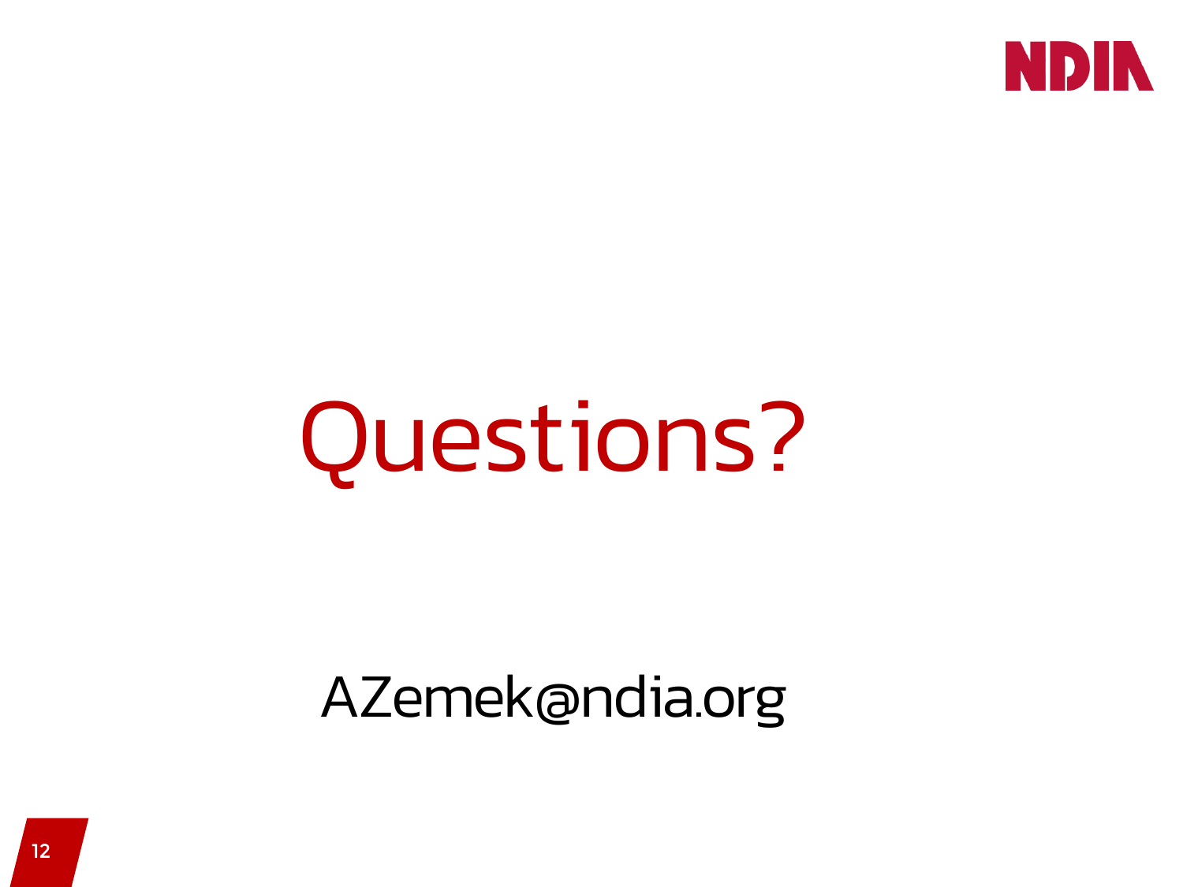# Questions?

AZemek@ndia.org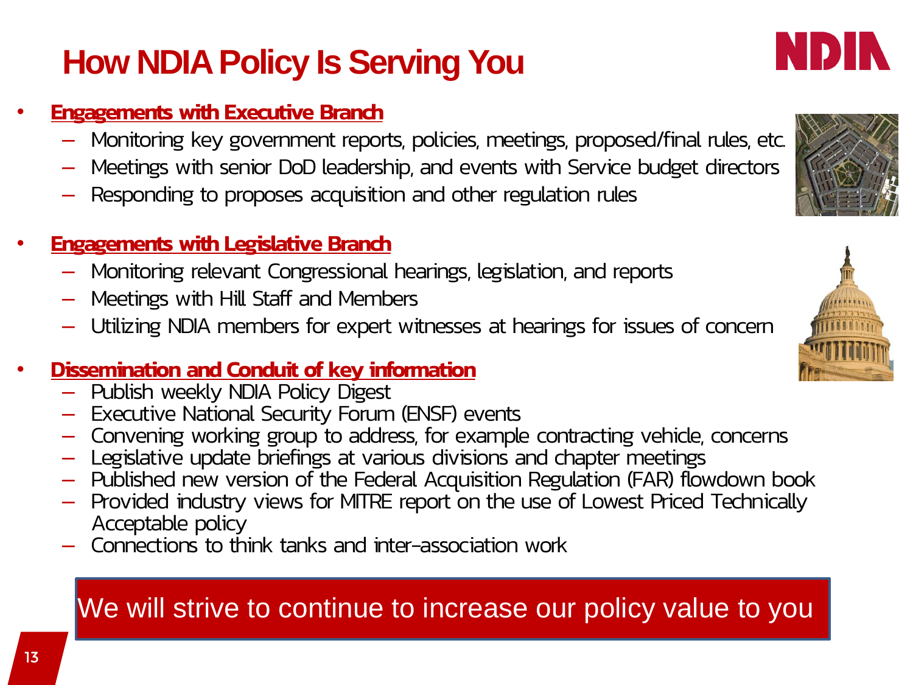# How NDIA Policy Is Serving You

- **Engagements with Executive Branch**
  - Monitoring key government reports, policies, meetings, proposed/final rules, etc.
  - Meetings with senior DoD leadership, and events with Service budget directors
  - Responding to proposes acquisition and other regulation rules
- **Engagements with Legislative Branch**
  - Monitoring relevant Congressional hearings, legislation, and reports
  - Meetings with Hill Staff and Members
  - Utilizing NDIA members for expert witnesses at hearings for issues of concern
- **Dissemination and Conduit of key information**
  - Publish weekly NDIA Policy Digest
  - Executive National Security Forum (ENSF) events
  - Convening working group to address, for example contracting vehicle, concerns
  - Legislative update briefings at various divisions and chapter meetings
  - Published new version of the Federal Acquisition Regulation (FAR) flowdown book
  - Provided industry views for MITRE report on the use of Lowest Priced Technically Acceptable policy
  - Connections to think tanks and inter-association work

We will strive to continue to increase our policy value to you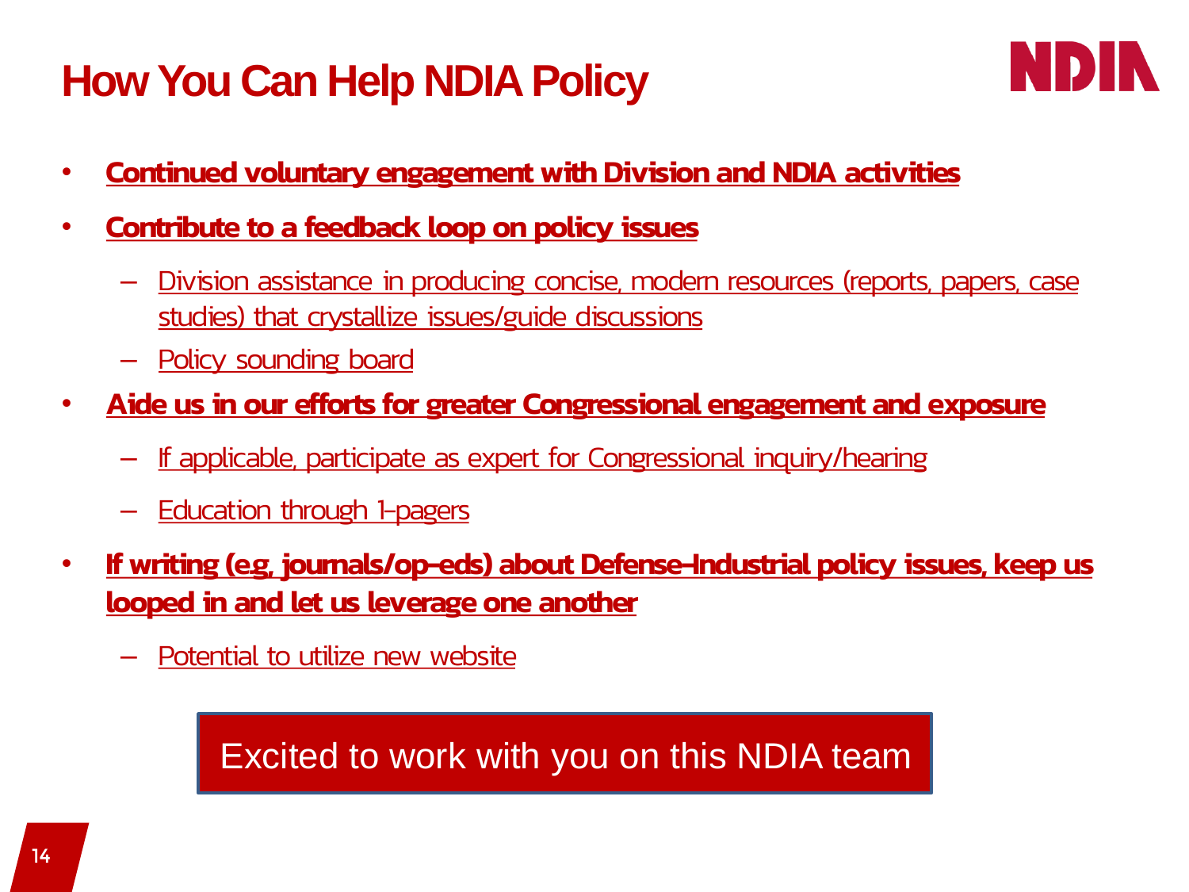# How You Can Help NDIA Policy

- **Continued voluntary engagement with Division and NDIA activities**
- **Contribute to a feedback loop on policy issues**
  - Division assistance in producing concise, modern resources (reports, papers, case studies) that crystallize issues/guide discussions
  - Policy sounding board
- **Aide us in our efforts for greater Congressional engagement and exposure**
  - If applicable, participate as expert for Congressional inquiry/hearing
  - Education through 1-pagers
- **If writing (e.g., journals/op-eds) about Defense-Industrial policy issues, keep us looped in and let us leverage one another**
  - Potential to utilize new website

Excited to work with you on this NDIA team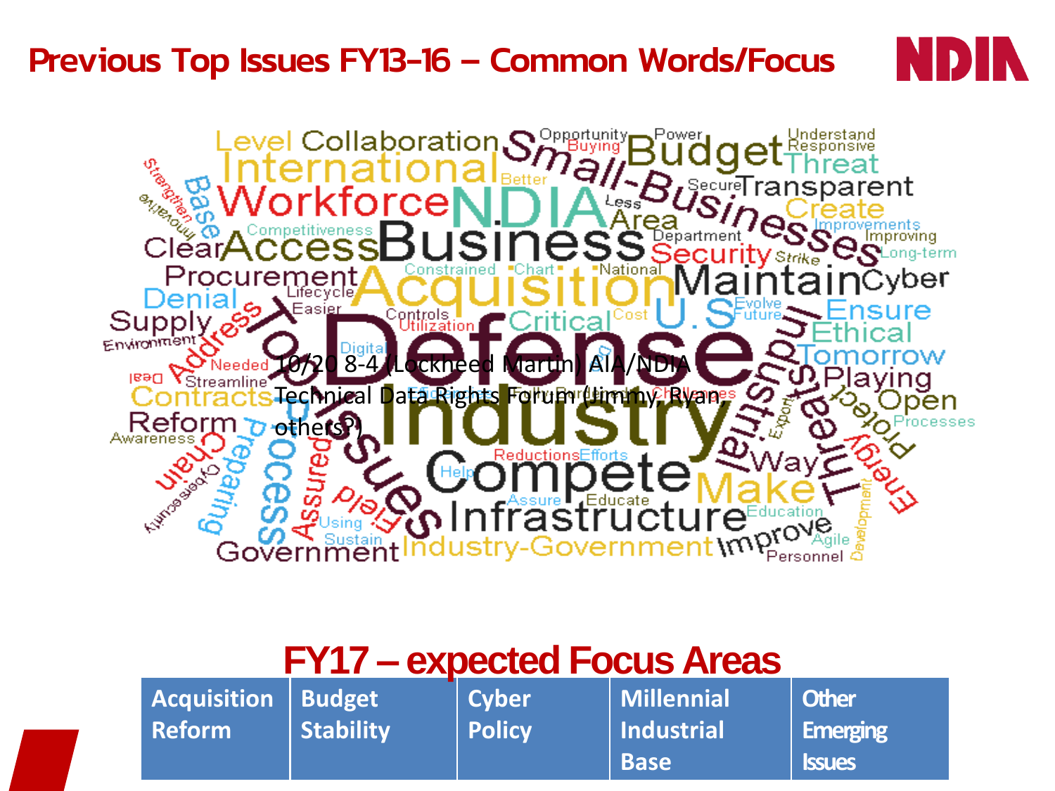# Previous Top Issues FY13-16 – Common Words/Focus

Level Collaboration Small-Businesses Opportunity Buying Power Budget Understand Responsive Threat International Better Workforce NDIA Less Area Secure Transparent Create Improvements Improving Long-term Strike Department Security Competitiveness Clear Access Business Procurement Constrained Chart National Maintain Cyber Acquisition Lifecycle Denial Easier Controls Utilization Critical Cost U.S Evolve Future Ensure Ethical Tomorrow Supply Environment Address Needed Digital Defense Industry Industrial Threats Playing Open Processes Protect Deal Streamline Contracts Top Issues Export Reform Awareness Chain Cybersecurity Preparing Process Assured Field Using Sustain Reductions Efforts Help Compete Way Energy Make Development Assure Educate Education Agile Infrastructure Improve Personnel Government Industry-Government Strengthen Innovative Base

10/20 8-4 (Lockheed Martin) AIA/NDIA Technical Data Rights Forum (Jimmy, Ryan, others?)

## FY17 – expected Focus Areas

| | | | | |
|---|---|---|---|---|
| Acquisition Reform | Budget Stability | Cyber Policy | Millennial Industrial Base | Other Emerging Issues |